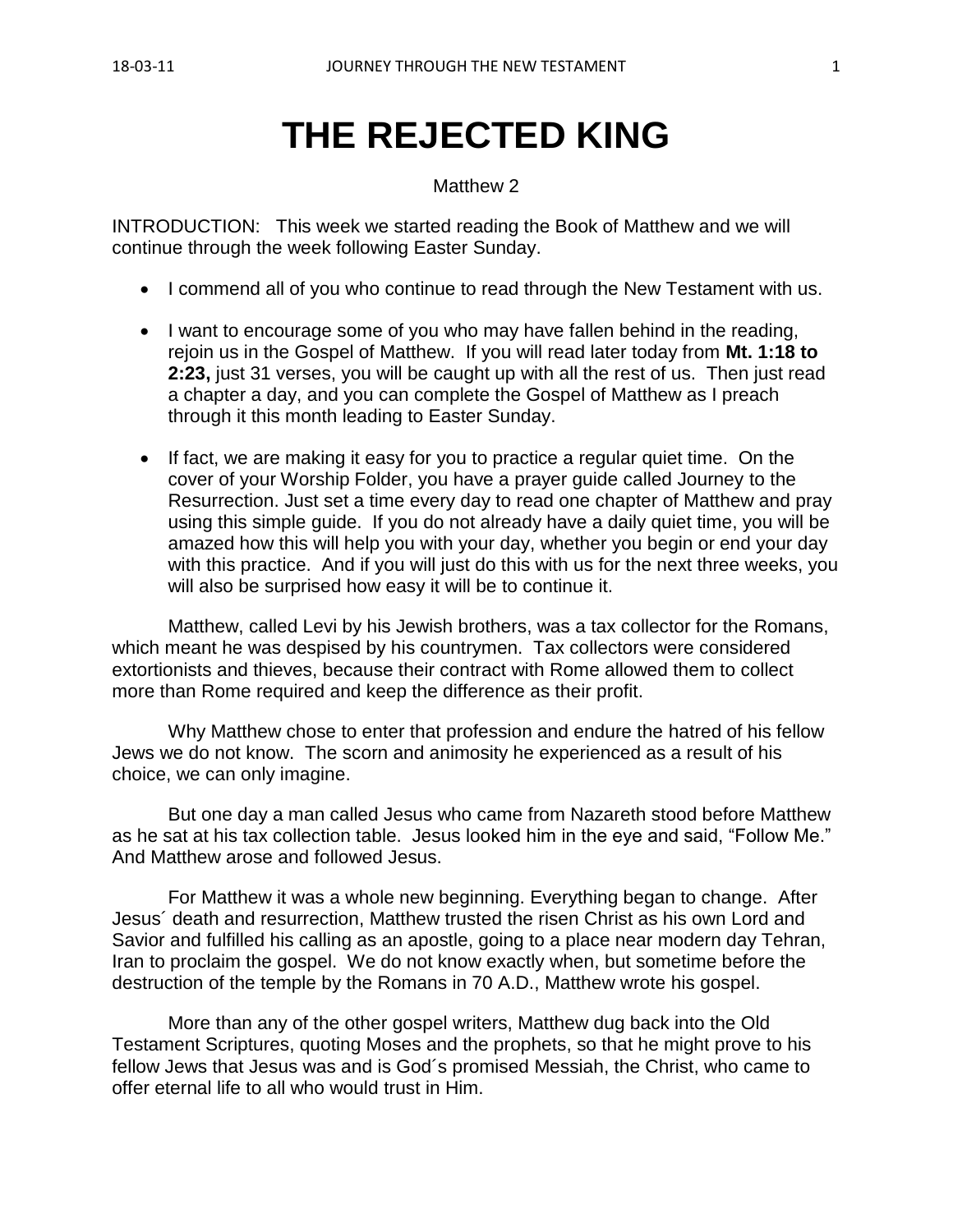# THE REJECTED KING

Matthew 2

INTRODUCTION: This week we started reading the Book of Matthew and we will continue through the week following Easter Sunday.

- I commend all of you who continue to read through the New Testament with us.
- I want to encourage some of you who may have fallen behind in the reading, rejoin us in the Gospel of Matthew. If you will read later today from **Mt. 1:18 to 2:23,** just 31 verses, you will be caught up with all the rest of us. Then just read a chapter a day, and you can complete the Gospel of Matthew as I preach through it this month leading to Easter Sunday.
- If fact, we are making it easy for you to practice a regular quiet time. On the cover of your Worship Folder, you have a prayer guide called Journey to the Resurrection. Just set a time every day to read one chapter of Matthew and pray using this simple guide. If you do not already have a daily quiet time, you will be amazed how this will help you with your day, whether you begin or end your day with this practice. And if you will just do this with us for the next three weeks, you will also be surprised how easy it will be to continue it.

Matthew, called Levi by his Jewish brothers, was a tax collector for the Romans, which meant he was despised by his countrymen. Tax collectors were considered extortionists and thieves, because their contract with Rome allowed them to collect more than Rome required and keep the difference as their profit.

Why Matthew chose to enter that profession and endure the hatred of his fellow Jews we do not know. The scorn and animosity he experienced as a result of his choice, we can only imagine.

But one day a man called Jesus who came from Nazareth stood before Matthew as he sat at his tax collection table. Jesus looked him in the eye and said, "Follow Me." And Matthew arose and followed Jesus.

For Matthew it was a whole new beginning. Everything began to change. After Jesus´ death and resurrection, Matthew trusted the risen Christ as his own Lord and Savior and fulfilled his calling as an apostle, going to a place near modern day Tehran, Iran to proclaim the gospel. We do not know exactly when, but sometime before the destruction of the temple by the Romans in 70 A.D., Matthew wrote his gospel.

More than any of the other gospel writers, Matthew dug back into the Old Testament Scriptures, quoting Moses and the prophets, so that he might prove to his fellow Jews that Jesus was and is God´s promised Messiah, the Christ, who came to offer eternal life to all who would trust in Him.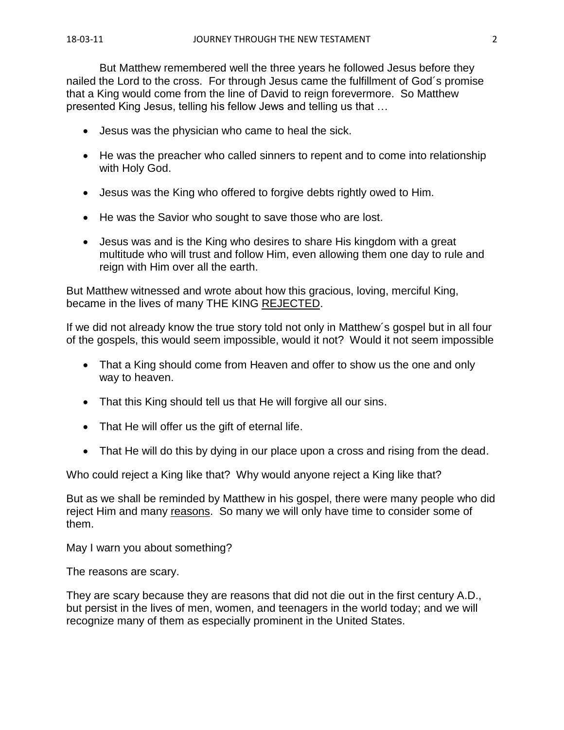But Matthew remembered well the three years he followed Jesus before they nailed the Lord to the cross. For through Jesus came the fulfillment of God´s promise that a King would come from the line of David to reign forevermore. So Matthew presented King Jesus, telling his fellow Jews and telling us that …

- Jesus was the physician who came to heal the sick.
- He was the preacher who called sinners to repent and to come into relationship with Holy God.
- Jesus was the King who offered to forgive debts rightly owed to Him.
- He was the Savior who sought to save those who are lost.
- Jesus was and is the King who desires to share His kingdom with a great multitude who will trust and follow Him, even allowing them one day to rule and reign with Him over all the earth.

But Matthew witnessed and wrote about how this gracious, loving, merciful King, became in the lives of many THE KING <u>REJECTED</u>.

If we did not already know the true story told not only in Matthew´s gospel but in all four of the gospels, this would seem impossible, would it not? Would it not seem impossible

- That a King should come from Heaven and offer to show us the one and only way to heaven.
- That this King should tell us that He will forgive all our sins.
- That He will offer us the gift of eternal life.
- That He will do this by dying in our place upon a cross and rising from the dead.

Who could reject a King like that? Why would anyone reject a King like that?

But as we shall be reminded by Matthew in his gospel, there were many people who did reject Him and many <u>reasons</u>. So many we will only have time to consider some of them.

May I warn you about something?

The reasons are scary.

They are scary because they are reasons that did not die out in the first century A.D., but persist in the lives of men, women, and teenagers in the world today; and we will recognize many of them as especially prominent in the United States.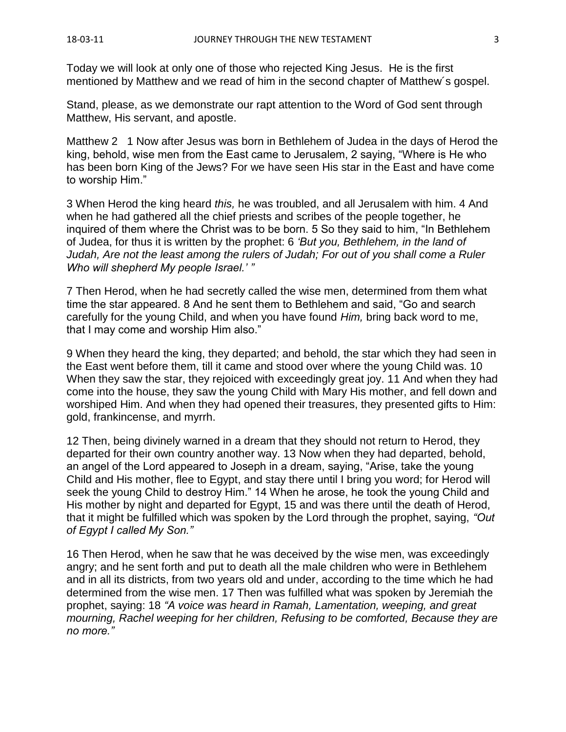Today we will look at only one of those who rejected King Jesus. He is the first mentioned by Matthew and we read of him in the second chapter of Matthew´s gospel.

Stand, please, as we demonstrate our rapt attention to the Word of God sent through Matthew, His servant, and apostle.

Matthew 2 1 Now after Jesus was born in Bethlehem of Judea in the days of Herod the king, behold, wise men from the East came to Jerusalem, 2 saying, "Where is He who has been born King of the Jews? For we have seen His star in the East and have come to worship Him."

3 When Herod the king heard *this,* he was troubled, and all Jerusalem with him. 4 And when he had gathered all the chief priests and scribes of the people together, he inquired of them where the Christ was to be born. 5 So they said to him, "In Bethlehem of Judea, for thus it is written by the prophet: 6 *'But you, Bethlehem, in the land of Judah, Are not the least among the rulers of Judah; For out of you shall come a Ruler Who will shepherd My people Israel.' "*

7 Then Herod, when he had secretly called the wise men, determined from them what time the star appeared. 8 And he sent them to Bethlehem and said, "Go and search carefully for the young Child, and when you have found *Him,* bring back word to me, that I may come and worship Him also."

9 When they heard the king, they departed; and behold, the star which they had seen in the East went before them, till it came and stood over where the young Child was. 10 When they saw the star, they rejoiced with exceedingly great joy. 11 And when they had come into the house, they saw the young Child with Mary His mother, and fell down and worshiped Him. And when they had opened their treasures, they presented gifts to Him: gold, frankincense, and myrrh.

12 Then, being divinely warned in a dream that they should not return to Herod, they departed for their own country another way. 13 Now when they had departed, behold, an angel of the Lord appeared to Joseph in a dream, saying, "Arise, take the young Child and His mother, flee to Egypt, and stay there until I bring you word; for Herod will seek the young Child to destroy Him." 14 When he arose, he took the young Child and His mother by night and departed for Egypt, 15 and was there until the death of Herod, that it might be fulfilled which was spoken by the Lord through the prophet, saying, *"Out of Egypt I called My Son."*

16 Then Herod, when he saw that he was deceived by the wise men, was exceedingly angry; and he sent forth and put to death all the male children who were in Bethlehem and in all its districts, from two years old and under, according to the time which he had determined from the wise men. 17 Then was fulfilled what was spoken by Jeremiah the prophet, saying: 18 *"A voice was heard in Ramah, Lamentation, weeping, and great mourning, Rachel weeping for her children, Refusing to be comforted, Because they are no more."*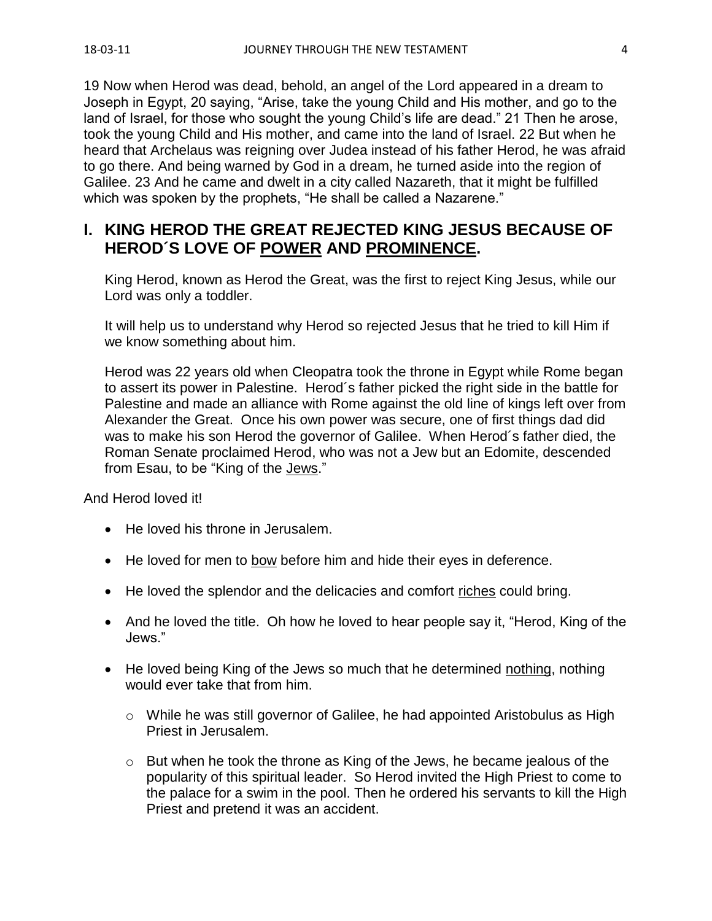19 Now when Herod was dead, behold, an angel of the Lord appeared in a dream to Joseph in Egypt, 20 saying, "Arise, take the young Child and His mother, and go to the land of Israel, for those who sought the young Child's life are dead." 21 Then he arose, took the young Child and His mother, and came into the land of Israel. 22 But when he heard that Archelaus was reigning over Judea instead of his father Herod, he was afraid to go there. And being warned by God in a dream, he turned aside into the region of Galilee. 23 And he came and dwelt in a city called Nazareth, that it might be fulfilled which was spoken by the prophets, "He shall be called a Nazarene."

## I. KING HEROD THE GREAT REJECTED KING JESUS BECAUSE OF HEROD´S LOVE OF POWER AND PROMINENCE.

King Herod, known as Herod the Great, was the first to reject King Jesus, while our Lord was only a toddler.

It will help us to understand why Herod so rejected Jesus that he tried to kill Him if we know something about him.

Herod was 22 years old when Cleopatra took the throne in Egypt while Rome began to assert its power in Palestine. Herod´s father picked the right side in the battle for Palestine and made an alliance with Rome against the old line of kings left over from Alexander the Great. Once his own power was secure, one of first things dad did was to make his son Herod the governor of Galilee. When Herod´s father died, the Roman Senate proclaimed Herod, who was not a Jew but an Edomite, descended from Esau, to be "King of the Jews."

And Herod loved it!

- He loved his throne in Jerusalem.
- He loved for men to bow before him and hide their eyes in deference.
- He loved the splendor and the delicacies and comfort riches could bring.
- And he loved the title. Oh how he loved to hear people say it, "Herod, King of the Jews."
- He loved being King of the Jews so much that he determined nothing, nothing would ever take that from him.
  - While he was still governor of Galilee, he had appointed Aristobulus as High Priest in Jerusalem.
  - But when he took the throne as King of the Jews, he became jealous of the popularity of this spiritual leader. So Herod invited the High Priest to come to the palace for a swim in the pool. Then he ordered his servants to kill the High Priest and pretend it was an accident.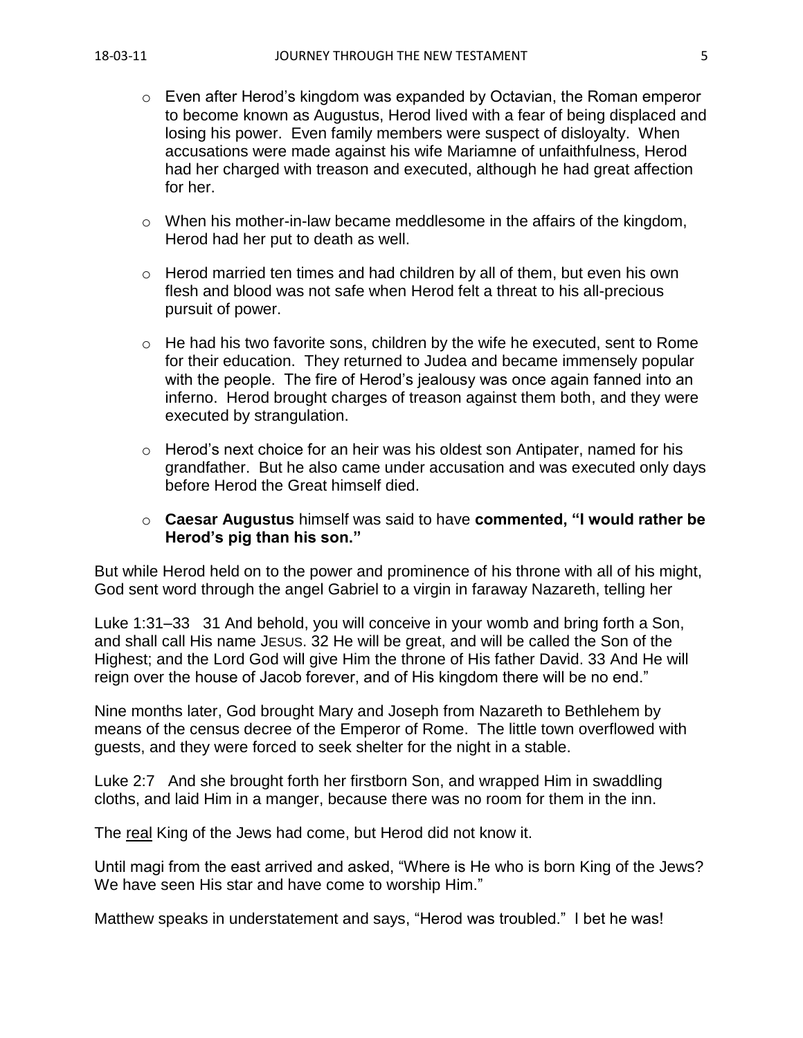- Even after Herod's kingdom was expanded by Octavian, the Roman emperor to become known as Augustus, Herod lived with a fear of being displaced and losing his power. Even family members were suspect of disloyalty. When accusations were made against his wife Mariamne of unfaithfulness, Herod had her charged with treason and executed, although he had great affection for her.

- When his mother-in-law became meddlesome in the affairs of the kingdom, Herod had her put to death as well.

- Herod married ten times and had children by all of them, but even his own flesh and blood was not safe when Herod felt a threat to his all-precious pursuit of power.

- He had his two favorite sons, children by the wife he executed, sent to Rome for their education. They returned to Judea and became immensely popular with the people. The fire of Herod's jealousy was once again fanned into an inferno. Herod brought charges of treason against them both, and they were executed by strangulation.

- Herod's next choice for an heir was his oldest son Antipater, named for his grandfather. But he also came under accusation and was executed only days before Herod the Great himself died.

- **Caesar Augustus** himself was said to have **commented, "I would rather be Herod's pig than his son."**

But while Herod held on to the power and prominence of his throne with all of his might, God sent word through the angel Gabriel to a virgin in faraway Nazareth, telling her

Luke 1:31–33 31 And behold, you will conceive in your womb and bring forth a Son, and shall call His name JESUS. 32 He will be great, and will be called the Son of the Highest; and the Lord God will give Him the throne of His father David. 33 And He will reign over the house of Jacob forever, and of His kingdom there will be no end."

Nine months later, God brought Mary and Joseph from Nazareth to Bethlehem by means of the census decree of the Emperor of Rome. The little town overflowed with guests, and they were forced to seek shelter for the night in a stable.

Luke 2:7 And she brought forth her firstborn Son, and wrapped Him in swaddling cloths, and laid Him in a manger, because there was no room for them in the inn.

The <u>real</u> King of the Jews had come, but Herod did not know it.

Until magi from the east arrived and asked, "Where is He who is born King of the Jews? We have seen His star and have come to worship Him."

Matthew speaks in understatement and says, "Herod was troubled." I bet he was!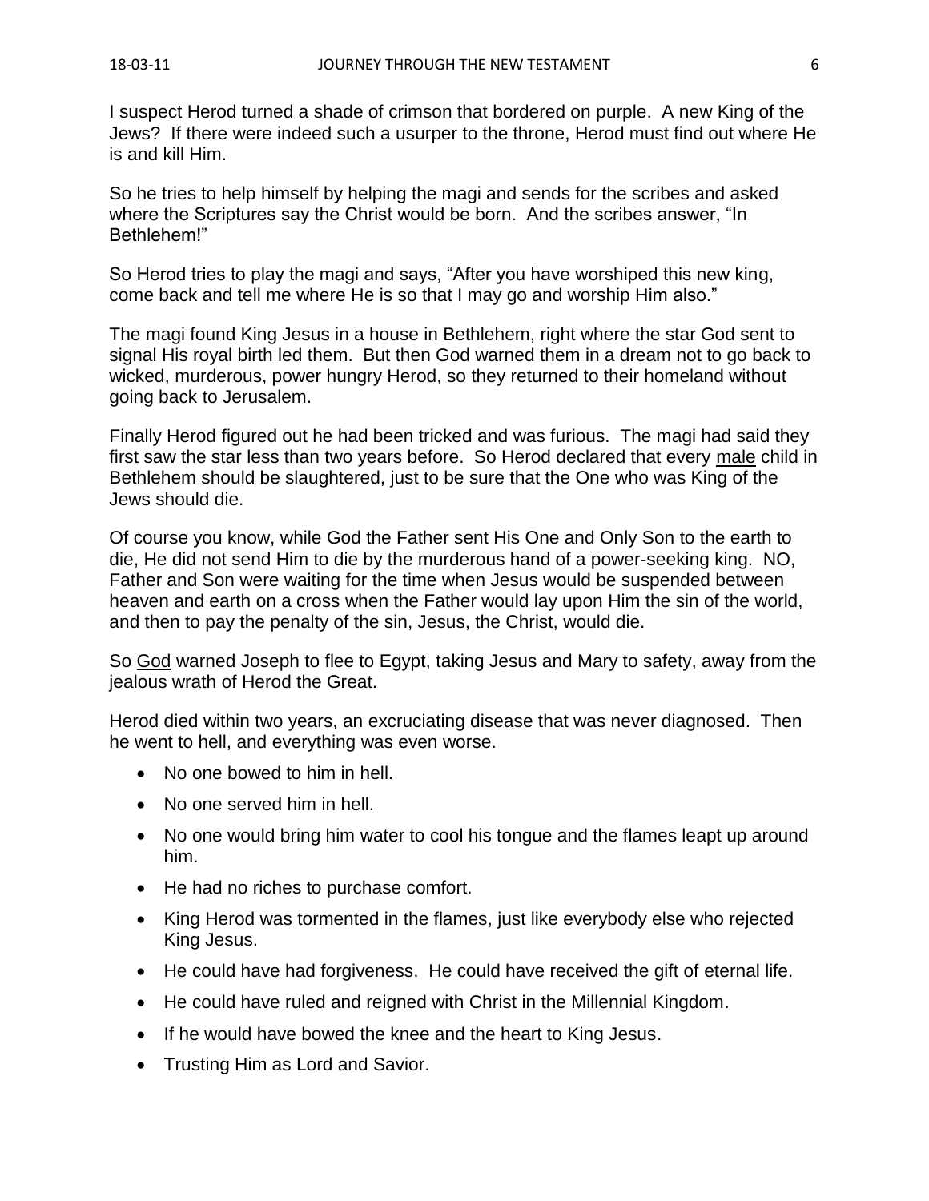I suspect Herod turned a shade of crimson that bordered on purple. A new King of the Jews? If there were indeed such a usurper to the throne, Herod must find out where He is and kill Him.

So he tries to help himself by helping the magi and sends for the scribes and asked where the Scriptures say the Christ would be born. And the scribes answer, "In Bethlehem!"

So Herod tries to play the magi and says, "After you have worshiped this new king, come back and tell me where He is so that I may go and worship Him also."

The magi found King Jesus in a house in Bethlehem, right where the star God sent to signal His royal birth led them. But then God warned them in a dream not to go back to wicked, murderous, power hungry Herod, so they returned to their homeland without going back to Jerusalem.

Finally Herod figured out he had been tricked and was furious. The magi had said they first saw the star less than two years before. So Herod declared that every male child in Bethlehem should be slaughtered, just to be sure that the One who was King of the Jews should die.

Of course you know, while God the Father sent His One and Only Son to the earth to die, He did not send Him to die by the murderous hand of a power-seeking king. NO, Father and Son were waiting for the time when Jesus would be suspended between heaven and earth on a cross when the Father would lay upon Him the sin of the world, and then to pay the penalty of the sin, Jesus, the Christ, would die.

So God warned Joseph to flee to Egypt, taking Jesus and Mary to safety, away from the jealous wrath of Herod the Great.

Herod died within two years, an excruciating disease that was never diagnosed. Then he went to hell, and everything was even worse.

- No one bowed to him in hell.
- No one served him in hell.
- No one would bring him water to cool his tongue and the flames leapt up around him.
- He had no riches to purchase comfort.
- King Herod was tormented in the flames, just like everybody else who rejected King Jesus.
- He could have had forgiveness. He could have received the gift of eternal life.
- He could have ruled and reigned with Christ in the Millennial Kingdom.
- If he would have bowed the knee and the heart to King Jesus.
- Trusting Him as Lord and Savior.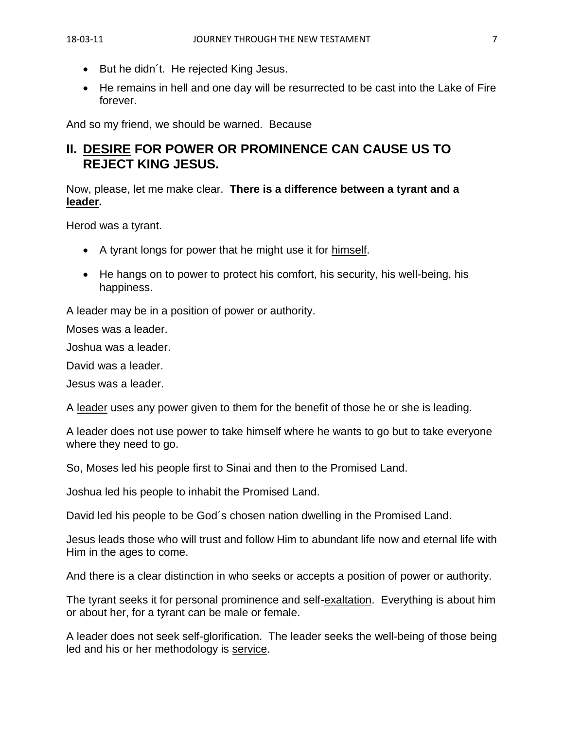- But he didn´t. He rejected King Jesus.
- He remains in hell and one day will be resurrected to be cast into the Lake of Fire forever.

And so my friend, we should be warned. Because

## II. DESIRE FOR POWER OR PROMINENCE CAN CAUSE US TO REJECT KING JESUS.

Now, please, let me make clear. **There is a difference between a tyrant and a leader.**

Herod was a tyrant.

- A tyrant longs for power that he might use it for himself.
- He hangs on to power to protect his comfort, his security, his well-being, his happiness.

A leader may be in a position of power or authority.

Moses was a leader.

Joshua was a leader.

David was a leader.

Jesus was a leader.

A leader uses any power given to them for the benefit of those he or she is leading.

A leader does not use power to take himself where he wants to go but to take everyone where they need to go.

So, Moses led his people first to Sinai and then to the Promised Land.

Joshua led his people to inhabit the Promised Land.

David led his people to be God´s chosen nation dwelling in the Promised Land.

Jesus leads those who will trust and follow Him to abundant life now and eternal life with Him in the ages to come.

And there is a clear distinction in who seeks or accepts a position of power or authority.

The tyrant seeks it for personal prominence and self-exaltation. Everything is about him or about her, for a tyrant can be male or female.

A leader does not seek self-glorification. The leader seeks the well-being of those being led and his or her methodology is service.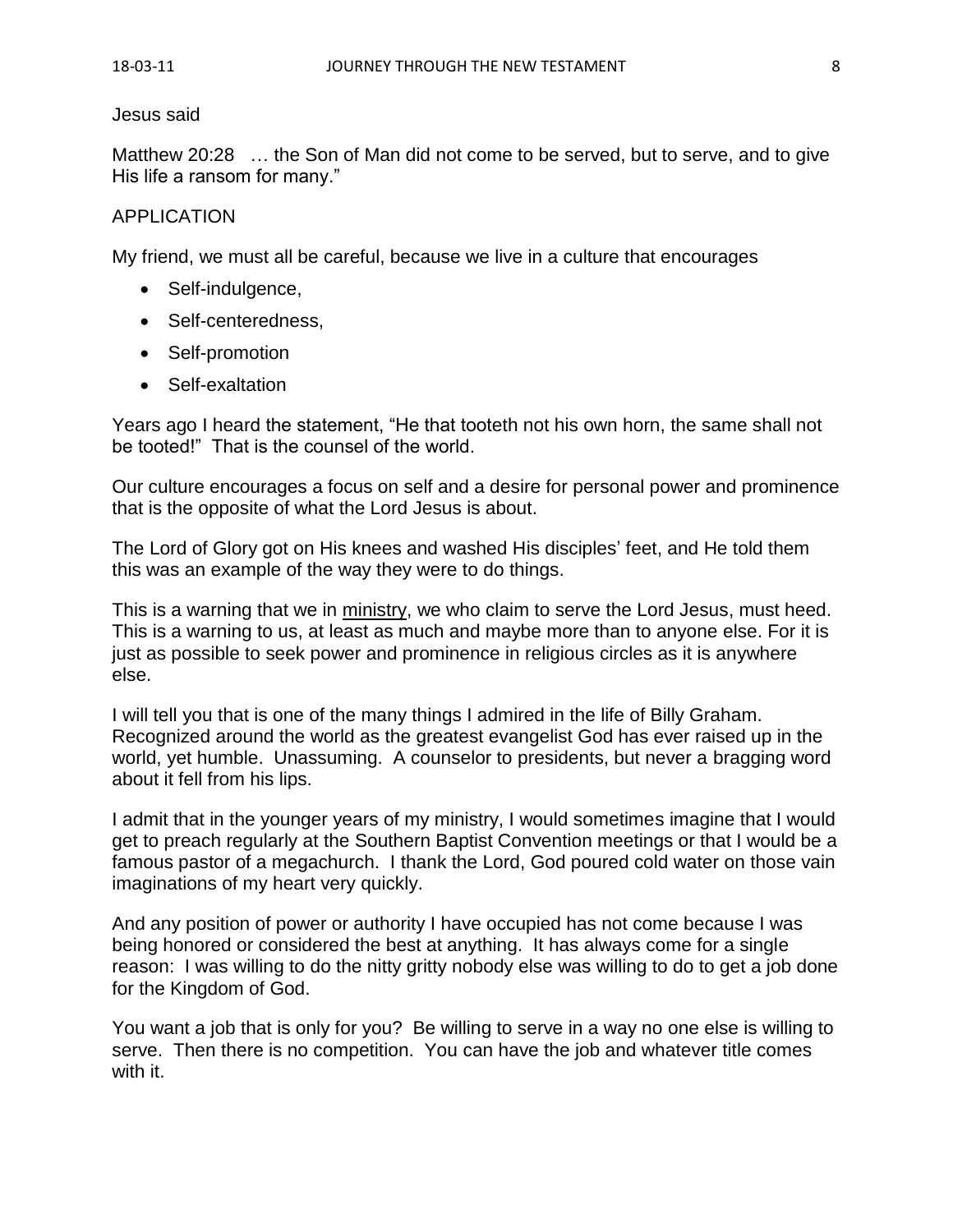Jesus said

Matthew 20:28 … the Son of Man did not come to be served, but to serve, and to give His life a ransom for many."

APPLICATION

My friend, we must all be careful, because we live in a culture that encourages

- Self-indulgence,
- Self-centeredness,
- Self-promotion
- Self-exaltation

Years ago I heard the statement, "He that tooteth not his own horn, the same shall not be tooted!" That is the counsel of the world.

Our culture encourages a focus on self and a desire for personal power and prominence that is the opposite of what the Lord Jesus is about.

The Lord of Glory got on His knees and washed His disciples' feet, and He told them this was an example of the way they were to do things.

This is a warning that we in <u>ministry</u>, we who claim to serve the Lord Jesus, must heed. This is a warning to us, at least as much and maybe more than to anyone else. For it is just as possible to seek power and prominence in religious circles as it is anywhere else.

I will tell you that is one of the many things I admired in the life of Billy Graham. Recognized around the world as the greatest evangelist God has ever raised up in the world, yet humble. Unassuming. A counselor to presidents, but never a bragging word about it fell from his lips.

I admit that in the younger years of my ministry, I would sometimes imagine that I would get to preach regularly at the Southern Baptist Convention meetings or that I would be a famous pastor of a megachurch. I thank the Lord, God poured cold water on those vain imaginations of my heart very quickly.

And any position of power or authority I have occupied has not come because I was being honored or considered the best at anything. It has always come for a single reason: I was willing to do the nitty gritty nobody else was willing to do to get a job done for the Kingdom of God.

You want a job that is only for you? Be willing to serve in a way no one else is willing to serve. Then there is no competition. You can have the job and whatever title comes with it.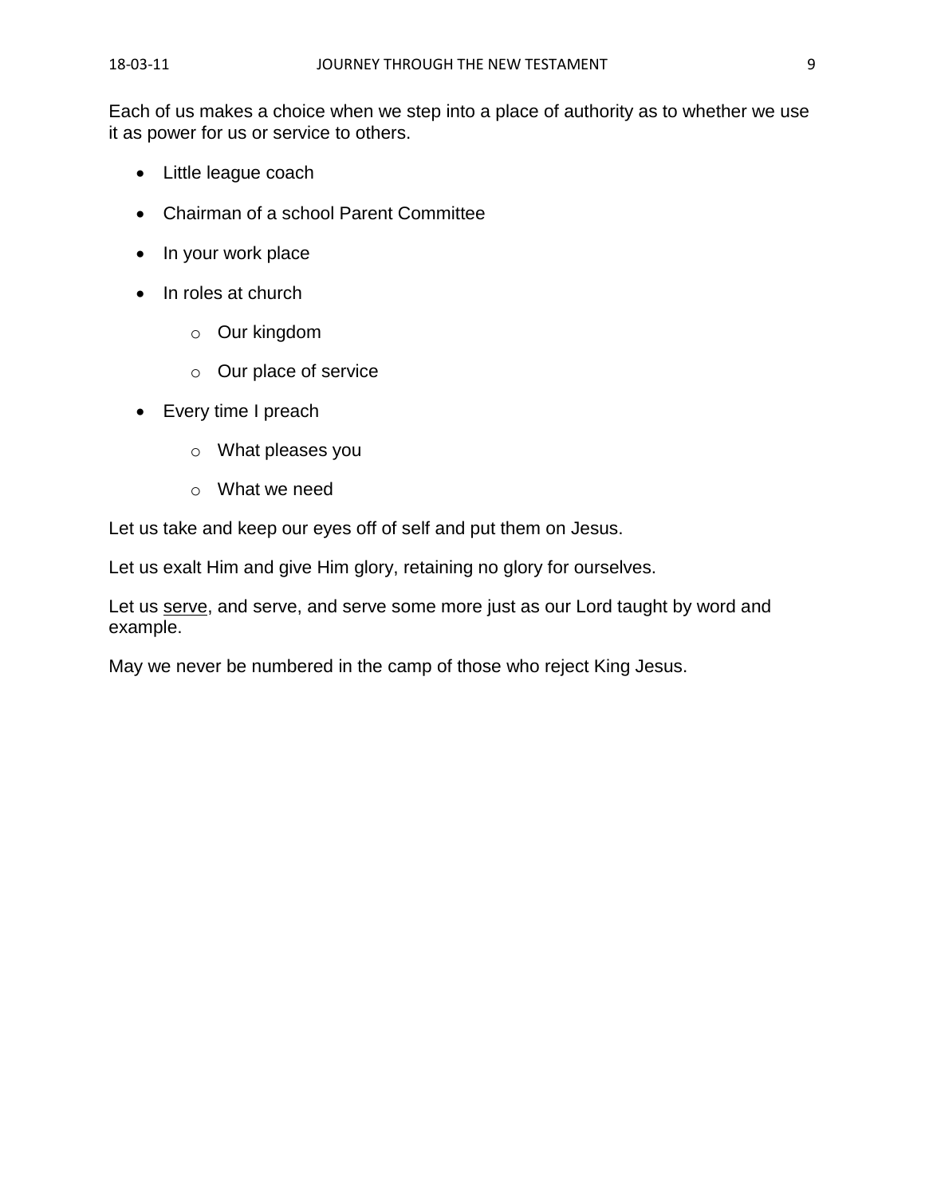Each of us makes a choice when we step into a place of authority as to whether we use it as power for us or service to others.

- Little league coach
- Chairman of a school Parent Committee
- In your work place
- In roles at church
  - Our kingdom
  - Our place of service
- Every time I preach
  - What pleases you
  - What we need

Let us take and keep our eyes off of self and put them on Jesus.

Let us exalt Him and give Him glory, retaining no glory for ourselves.

Let us <u>serve</u>, and serve, and serve some more just as our Lord taught by word and example.

May we never be numbered in the camp of those who reject King Jesus.